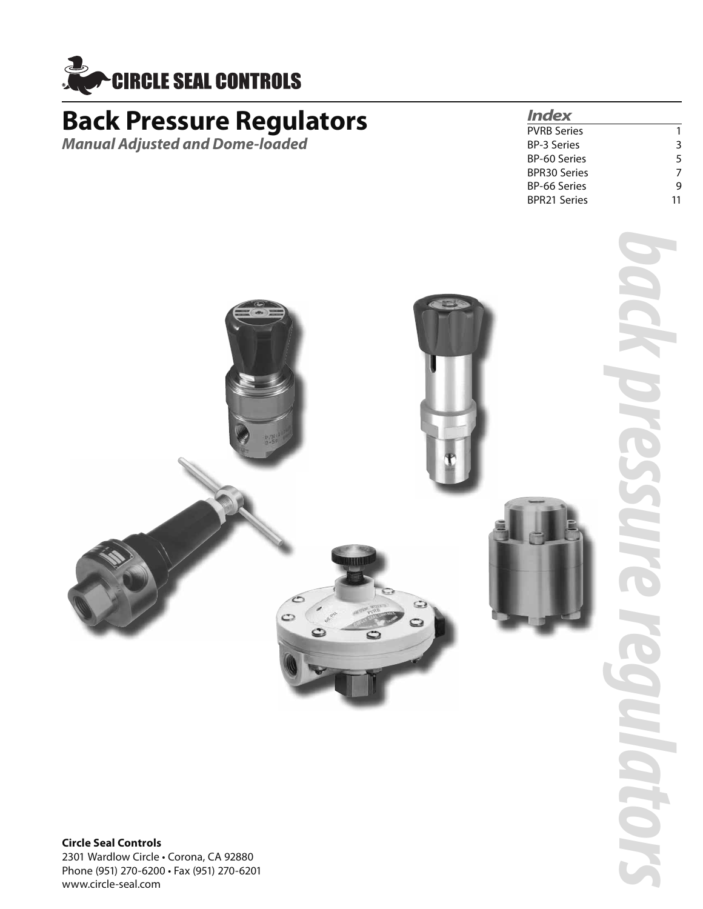CIRCLE SEAL CONTROLS

# Back Pressure Regulators

***Manual Adjusted and Dome-loaded***

## *Index*

| | |
|---|---|
| PVRB Series | 1 |
| BP-3 Series | 3 |
| BP-60 Series | 5 |
| BPR30 Series | 7 |
| BP-66 Series | 9 |
| BPR21 Series | 11 |

*back pressure regulators*

**Circle Seal Controls**
2301 Wardlow Circle • Corona, CA 92880
Phone (951) 270-6200 • Fax (951) 270-6201
www.circle-seal.com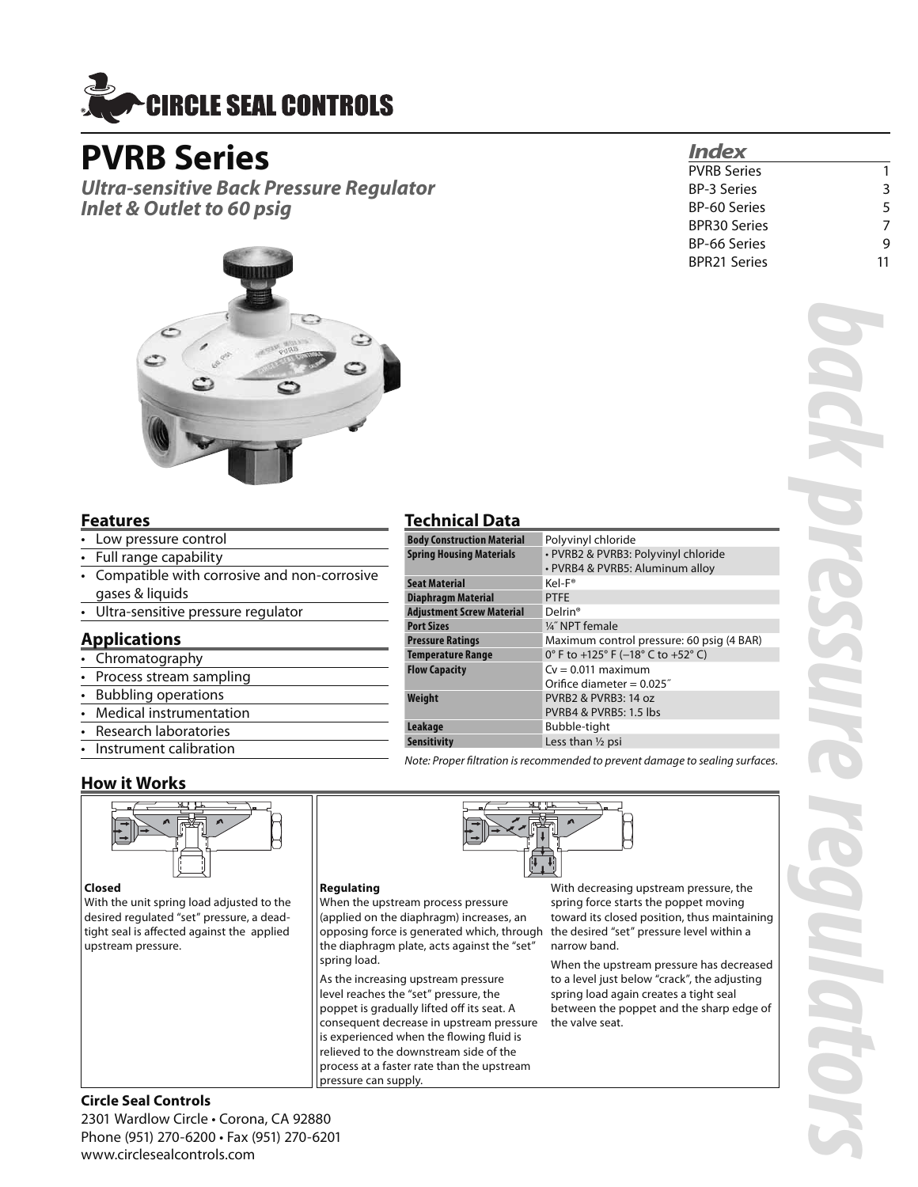# CIRCLE SEAL CONTROLS

# PVRB Series

***Ultra-sensitive Back Pressure Regulator***
***Inlet & Outlet to 60 psig***

## *Index*

| | |
|---|---|
| PVRB Series | 1 |
| BP-3 Series | 3 |
| BP-60 Series | 5 |
| BPR30 Series | 7 |
| BP-66 Series | 9 |
| BPR21 Series | 11 |

*back pressure regulators*

## Features

- Low pressure control
- Full range capability
- Compatible with corrosive and non-corrosive gases & liquids
- Ultra-sensitive pressure regulator

## Applications

- Chromatography
- Process stream sampling
- Bubbling operations
- Medical instrumentation
- Research laboratories
- Instrument calibration

## Technical Data

| | |
|---|---|
| **Body Construction Material** | Polyvinyl chloride |
| **Spring Housing Materials** | • PVRB2 & PVRB3: Polyvinyl chloride<br>• PVRB4 & PVRB5: Aluminum alloy |
| **Seat Material** | Kel-F® |
| **Diaphragm Material** | PTFE |
| **Adjustment Screw Material** | Delrin® |
| **Port Sizes** | ¼″ NPT female |
| **Pressure Ratings** | Maximum control pressure: 60 psig (4 BAR) |
| **Temperature Range** | 0° F to +125° F (–18° C to +52° C) |
| **Flow Capacity** | Cv = 0.011 maximum<br>Orifice diameter = 0.025″ |
| **Weight** | PVRB2 & PVRB3: 14 oz<br>PVRB4 & PVRB5: 1.5 lbs |
| **Leakage** | Bubble-tight |
| **Sensitivity** | Less than ½ psi |

*Note: Proper filtration is recommended to prevent damage to sealing surfaces.*

## How it Works

**Closed**

With the unit spring load adjusted to the desired regulated "set" pressure, a dead-tight seal is affected against the applied upstream pressure.

**Regulating**

When the upstream process pressure (applied on the diaphragm) increases, an opposing force is generated which, through the diaphragm plate, acts against the "set" spring load.

As the increasing upstream pressure level reaches the "set" pressure, the poppet is gradually lifted off its seat. A consequent decrease in upstream pressure is experienced when the flowing fluid is relieved to the downstream side of the process at a faster rate than the upstream pressure can supply.

With decreasing upstream pressure, the spring force starts the poppet moving toward its closed position, thus maintaining the desired "set" pressure level within a narrow band.

When the upstream pressure has decreased to a level just below "crack", the adjusting spring load again creates a tight seal between the poppet and the sharp edge of the valve seat.

**Circle Seal Controls**

2301 Wardlow Circle • Corona, CA 92880
Phone (951) 270-6200 • Fax (951) 270-6201
www.circlesealcontrols.com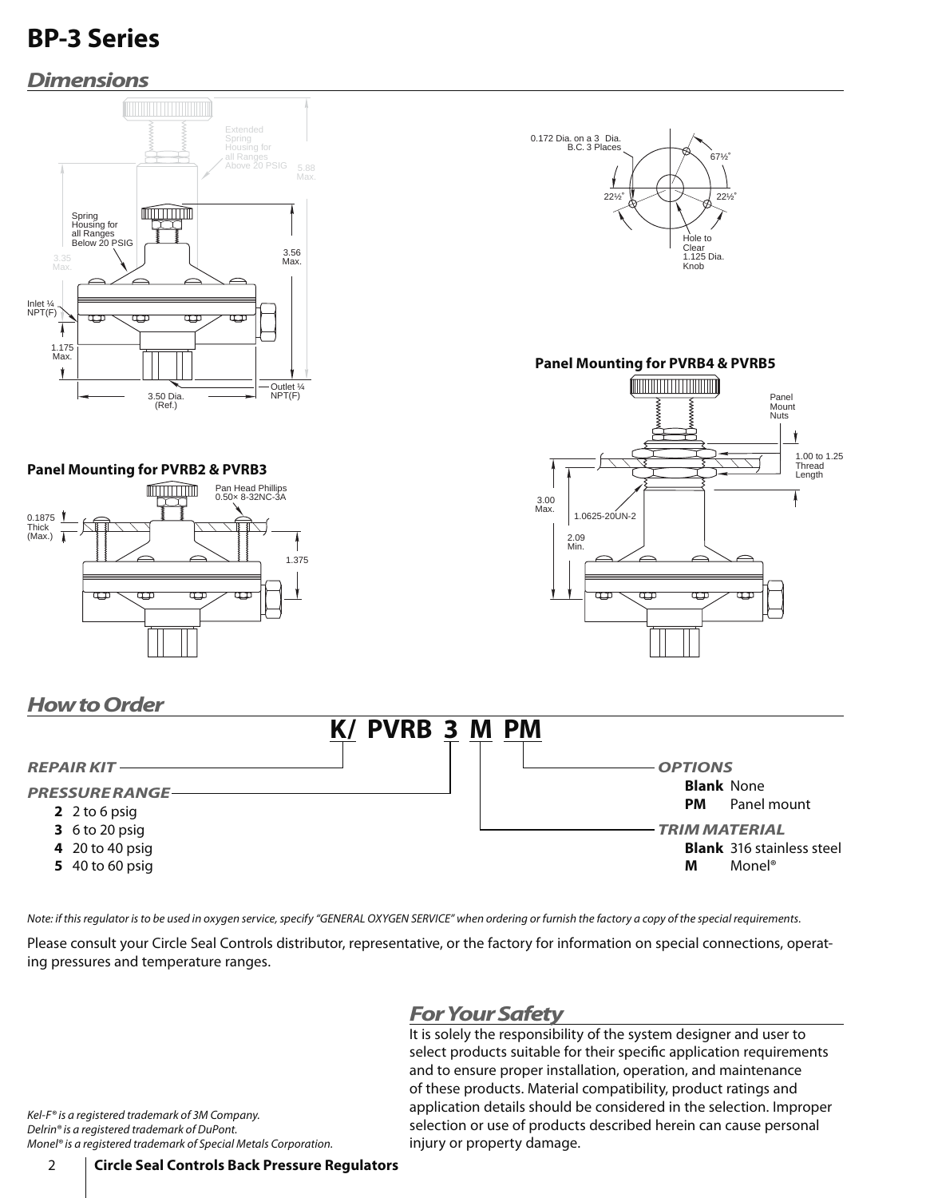# BP-3 Series

## Dimensions

Extended Spring Housing for all Ranges Above 20 PSIG

5.88 Max.

Spring Housing for all Ranges Below 20 PSIG

3.35 Max.

3.56 Max.

Inlet ¼ NPT(F)

1.175 Max.

3.50 Dia. (Ref.)

Outlet ¼ NPT(F)

0.172 Dia. on a 3 Dia. B.C. 3 Places

67½°

22½°

22½°

Hole to Clear 1.125 Dia. Knob

**Panel Mounting for PVRB4 & PVRB5**

Panel Mount Nuts

1.00 to 1.25 Thread Length

3.00 Max.

1.0625-20UN-2

2.09 Min.

**Panel Mounting for PVRB2 & PVRB3**

0.1875 Thick (Max.)

Pan Head Phillips 0.50× 8-32NC-3A

1.375

## How to Order

**K/ PVRB 3 M PM**

***REPAIR KIT***

***PRESSURE RANGE***

- **2** 2 to 6 psig
- **3** 6 to 20 psig
- **4** 20 to 40 psig
- **5** 40 to 60 psig

***OPTIONS***

- **Blank** None
- **PM** Panel mount

***TRIM MATERIAL***

- **Blank** 316 stainless steel
- **M** Monel®

*Note: if this regulator is to be used in oxygen service, specify "GENERAL OXYGEN SERVICE" when ordering or furnish the factory a copy of the special requirements.*

Please consult your Circle Seal Controls distributor, representative, or the factory for information on special connections, operating pressures and temperature ranges.

## For Your Safety

It is solely the responsibility of the system designer and user to select products suitable for their specific application requirements and to ensure proper installation, operation, and maintenance of these products. Material compatibility, product ratings and application details should be considered in the selection. Improper selection or use of products described herein can cause personal injury or property damage.

*Kel-F® is a registered trademark of 3M Company.*
*Delrin® is a registered trademark of DuPont.*
*Monel® is a registered trademark of Special Metals Corporation.*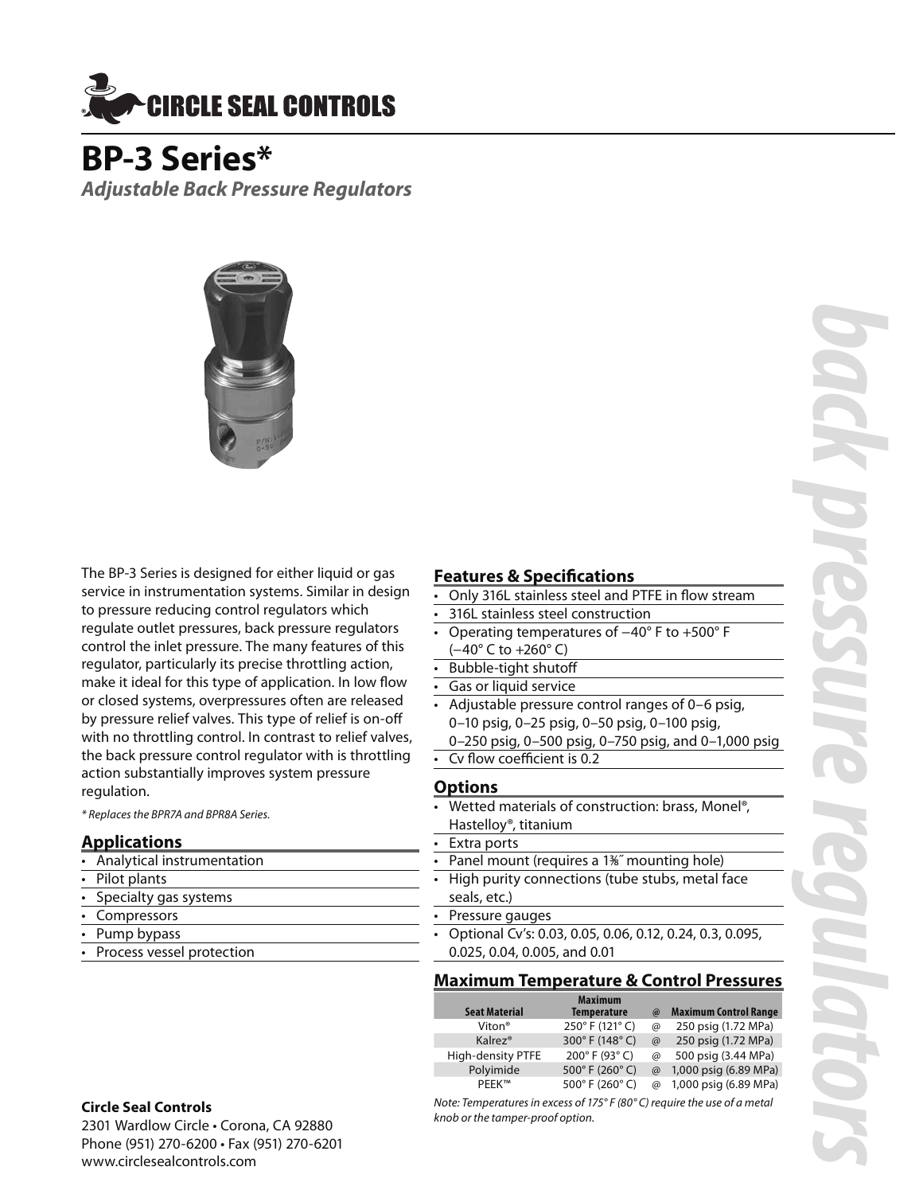# CIRCLE SEAL CONTROLS

# BP-3 Series*

***Adjustable Back Pressure Regulators***

The BP-3 Series is designed for either liquid or gas service in instrumentation systems. Similar in design to pressure reducing control regulators which regulate outlet pressures, back pressure regulators control the inlet pressure. The many features of this regulator, particularly its precise throttling action, make it ideal for this type of application. In low flow or closed systems, overpressures often are released by pressure relief valves. This type of relief is on-off with no throttling control. In contrast to relief valves, the back pressure control regulator with is throttling action substantially improves system pressure regulation.

*\* Replaces the BPR7A and BPR8A Series.*

## Applications

- Analytical instrumentation
- Pilot plants
- Specialty gas systems
- Compressors
- Pump bypass
- Process vessel protection

## Features & Specifications

- Only 316L stainless steel and PTFE in flow stream
- 316L stainless steel construction
- Operating temperatures of −40° F to +500° F (−40° C to +260° C)
- Bubble-tight shutoff
- Gas or liquid service
- Adjustable pressure control ranges of 0–6 psig, 0–10 psig, 0–25 psig, 0–50 psig, 0–100 psig, 0–250 psig, 0–500 psig, 0–750 psig, and 0–1,000 psig
- Cv flow coefficient is 0.2

## Options

- Wetted materials of construction: brass, Monel®, Hastelloy®, titanium
- Extra ports
- Panel mount (requires a 1⅜″ mounting hole)
- High purity connections (tube stubs, metal face seals, etc.)
- Pressure gauges
- Optional Cv's: 0.03, 0.05, 0.06, 0.12, 0.24, 0.3, 0.095, 0.025, 0.04, 0.005, and 0.01

## Maximum Temperature & Control Pressures

| Seat Material | Maximum Temperature | @ | Maximum Control Range |
|---|---|---|---|
| Viton® | 250° F (121° C) | @ | 250 psig (1.72 MPa) |
| Kalrez® | 300° F (148° C) | @ | 250 psig (1.72 MPa) |
| High-density PTFE | 200° F (93° C) | @ | 500 psig (3.44 MPa) |
| Polyimide | 500° F (260° C) | @ | 1,000 psig (6.89 MPa) |
| PEEK™ | 500° F (260° C) | @ | 1,000 psig (6.89 MPa) |

*Note: Temperatures in excess of 175° F (80° C) require the use of a metal knob or the tamper-proof option.*

**Circle Seal Controls**
2301 Wardlow Circle • Corona, CA 92880
Phone (951) 270-6200 • Fax (951) 270-6201
www.circlesealcontrols.com

*back pressure regulators*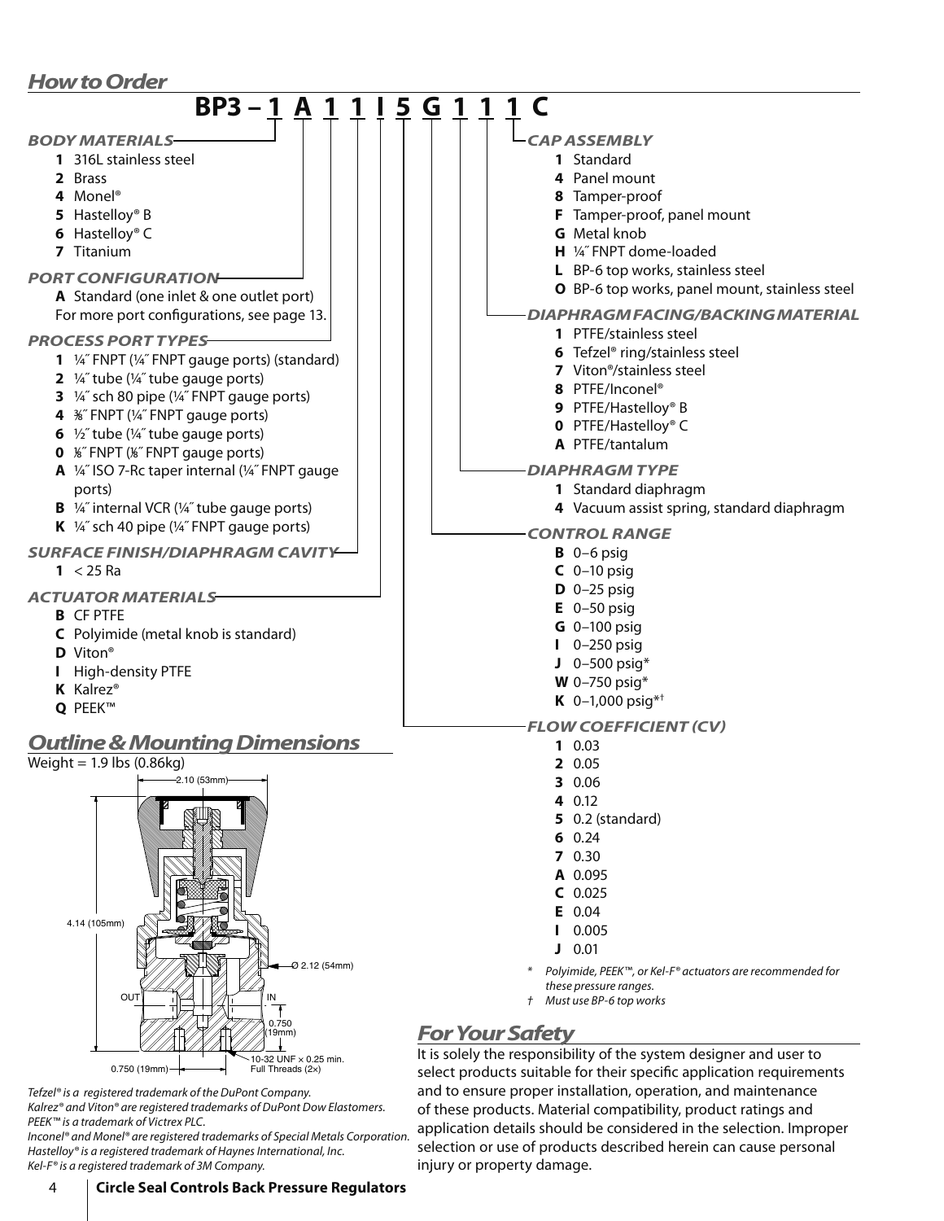## How to Order

**BP3 – 1 A 1 1 I 5 G 1 1 1 C**

### BODY MATERIALS

- **1** 316L stainless steel
- **2** Brass
- **4** Monel®
- **5** Hastelloy® B
- **6** Hastelloy® C
- **7** Titanium

### PORT CONFIGURATION

- **A** Standard (one inlet & one outlet port)

For more port configurations, see page 13.

### PROCESS PORT TYPES

- **1** ¼˝ FNPT (¼˝ FNPT gauge ports) (standard)
- **2** ¼˝ tube (¼˝ tube gauge ports)
- **3** ¼˝ sch 80 pipe (¼˝ FNPT gauge ports)
- **4** ⅜˝ FNPT (¼˝ FNPT gauge ports)
- **6** ½˝ tube (¼˝ tube gauge ports)
- **0** ⅛˝ FNPT (⅛˝ FNPT gauge ports)
- **A** ¼˝ ISO 7-Rc taper internal (¼˝ FNPT gauge ports)
- **B** ¼˝ internal VCR (¼˝ tube gauge ports)
- **K** ¼˝ sch 40 pipe (¼˝ FNPT gauge ports)

### SURFACE FINISH/DIAPHRAGM CAVITY

- **1** < 25 Ra

### ACTUATOR MATERIALS

- **B** CF PTFE
- **C** Polyimide (metal knob is standard)
- **D** Viton®
- **I** High-density PTFE
- **K** Kalrez®
- **Q** PEEK™

### FLOW COEFFICIENT (CV)

- **1** 0.03
- **2** 0.05
- **3** 0.06
- **4** 0.12
- **5** 0.2 (standard)
- **6** 0.24
- **7** 0.30
- **A** 0.095
- **C** 0.025
- **E** 0.04
- **I** 0.005
- **J** 0.01

### CONTROL RANGE

- **B** 0–6 psig
- **C** 0–10 psig
- **D** 0–25 psig
- **E** 0–50 psig
- **G** 0–100 psig
- **I** 0–250 psig
- **J** 0–500 psig*
- **W** 0–750 psig*
- **K** 0–1,000 psig*†

### DIAPHRAGM TYPE

- **1** Standard diaphragm
- **4** Vacuum assist spring, standard diaphragm

### DIAPHRAGM FACING/BACKING MATERIAL

- **1** PTFE/stainless steel
- **6** Tefzel® ring/stainless steel
- **7** Viton®/stainless steel
- **8** PTFE/Inconel®
- **9** PTFE/Hastelloy® B
- **0** PTFE/Hastelloy® C
- **A** PTFE/tantalum

### CAP ASSEMBLY

- **1** Standard
- **4** Panel mount
- **8** Tamper-proof
- **F** Tamper-proof, panel mount
- **G** Metal knob
- **H** ¼˝ FNPT dome-loaded
- **L** BP-6 top works, stainless steel
- **O** BP-6 top works, panel mount, stainless steel

*\* Polyimide, PEEK™, or Kel-F® actuators are recommended for these pressure ranges.*

*† Must use BP-6 top works*

## Outline & Mounting Dimensions

Weight = 1.9 lbs (0.86kg)

2.10 (53mm)

4.14 (105mm)

Ø 2.12 (54mm)

OUT

IN

0.750 (19mm)

0.750 (19mm)

10-32 UNF × 0.25 min. Full Threads (2×)

*Tefzel® is a registered trademark of the DuPont Company.*
*Kalrez® and Viton® are registered trademarks of DuPont Dow Elastomers.*
*PEEK™ is a trademark of Victrex PLC.*
*Inconel® and Monel® are registered trademarks of Special Metals Corporation.*
*Hastelloy® is a registered trademark of Haynes International, Inc.*
*Kel-F® is a registered trademark of 3M Company.*

## For Your Safety

It is solely the responsibility of the system designer and user to select products suitable for their specific application requirements and to ensure proper installation, operation, and maintenance of these products. Material compatibility, product ratings and application details should be considered in the selection. Improper selection or use of products described herein can cause personal injury or property damage.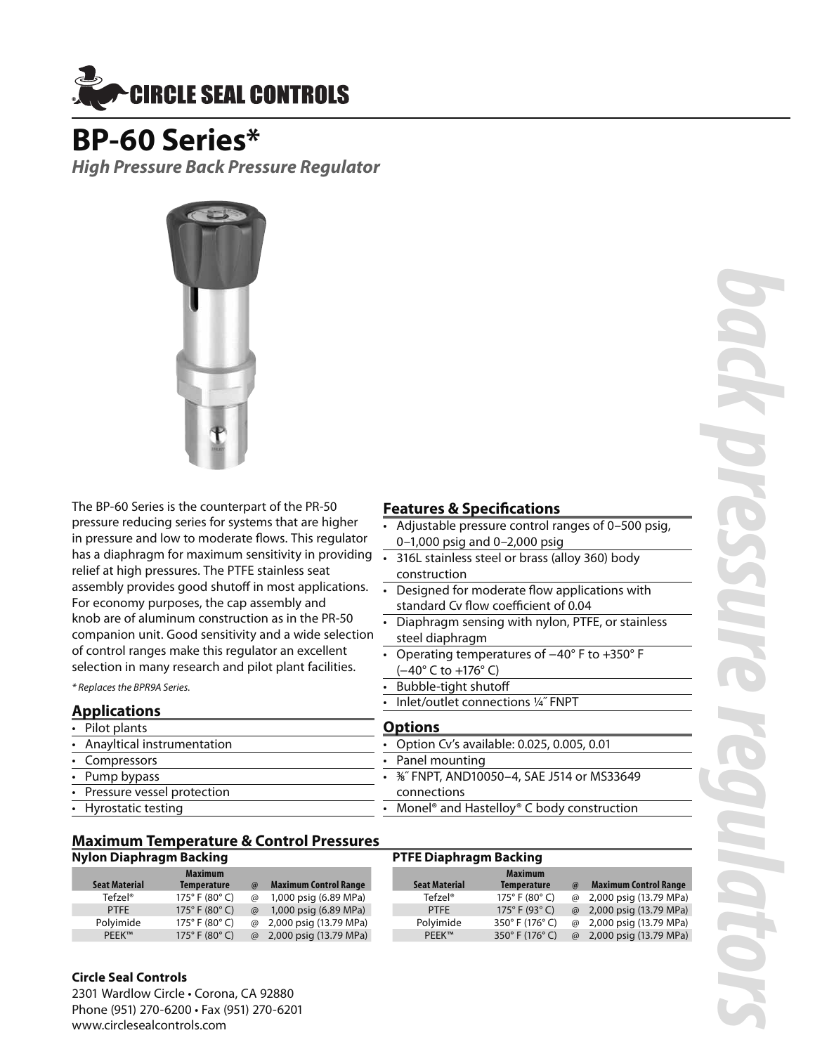CIRCLE SEAL CONTROLS

# BP-60 Series*

***High Pressure Back Pressure Regulator***

The BP-60 Series is the counterpart of the PR-50 pressure reducing series for systems that are higher in pressure and low to moderate flows. This regulator has a diaphragm for maximum sensitivity in providing relief at high pressures. The PTFE stainless seat assembly provides good shutoff in most applications. For economy purposes, the cap assembly and knob are of aluminum construction as in the PR-50 companion unit. Good sensitivity and a wide selection of control ranges make this regulator an excellent selection in many research and pilot plant facilities.

*\* Replaces the BPR9A Series.*

## Applications

- Pilot plants
- Anayltical instrumentation
- Compressors
- Pump bypass
- Pressure vessel protection
- Hyrostatic testing

## Features & Specifications

- Adjustable pressure control ranges of 0–500 psig, 0–1,000 psig and 0–2,000 psig
- 316L stainless steel or brass (alloy 360) body construction
- Designed for moderate flow applications with standard Cv flow coefficient of 0.04
- Diaphragm sensing with nylon, PTFE, or stainless steel diaphragm
- Operating temperatures of −40° F to +350° F (−40° C to +176° C)
- Bubble-tight shutoff
- Inlet/outlet connections ¼˝ FNPT

## Options

- Option Cv's available: 0.025, 0.005, 0.01
- Panel mounting
- ⅜˝ FNPT, AND10050–4, SAE J514 or MS33649 connections
- Monel® and Hastelloy® C body construction

## Maximum Temperature & Control Pressures

### Nylon Diaphragm Backing

| Seat Material | Maximum Temperature | @ | Maximum Control Range |
|---|---|---|---|
| Tefzel® | 175° F (80° C) | @ | 1,000 psig (6.89 MPa) |
| PTFE | 175° F (80° C) | @ | 1,000 psig (6.89 MPa) |
| Polyimide | 175° F (80° C) | @ | 2,000 psig (13.79 MPa) |
| PEEK™ | 175° F (80° C) | @ | 2,000 psig (13.79 MPa) |

### PTFE Diaphragm Backing

| Seat Material | Maximum Temperature | @ | Maximum Control Range |
|---|---|---|---|
| Tefzel® | 175° F (80° C) | @ | 2,000 psig (13.79 MPa) |
| PTFE | 175° F (93° C) | @ | 2,000 psig (13.79 MPa) |
| Polyimide | 350° F (176° C) | @ | 2,000 psig (13.79 MPa) |
| PEEK™ | 350° F (176° C) | @ | 2,000 psig (13.79 MPa) |

**Circle Seal Controls**

2301 Wardlow Circle • Corona, CA 92880
Phone (951) 270-6200 • Fax (951) 270-6201
www.circlesealcontrols.com

*back pressure regulators*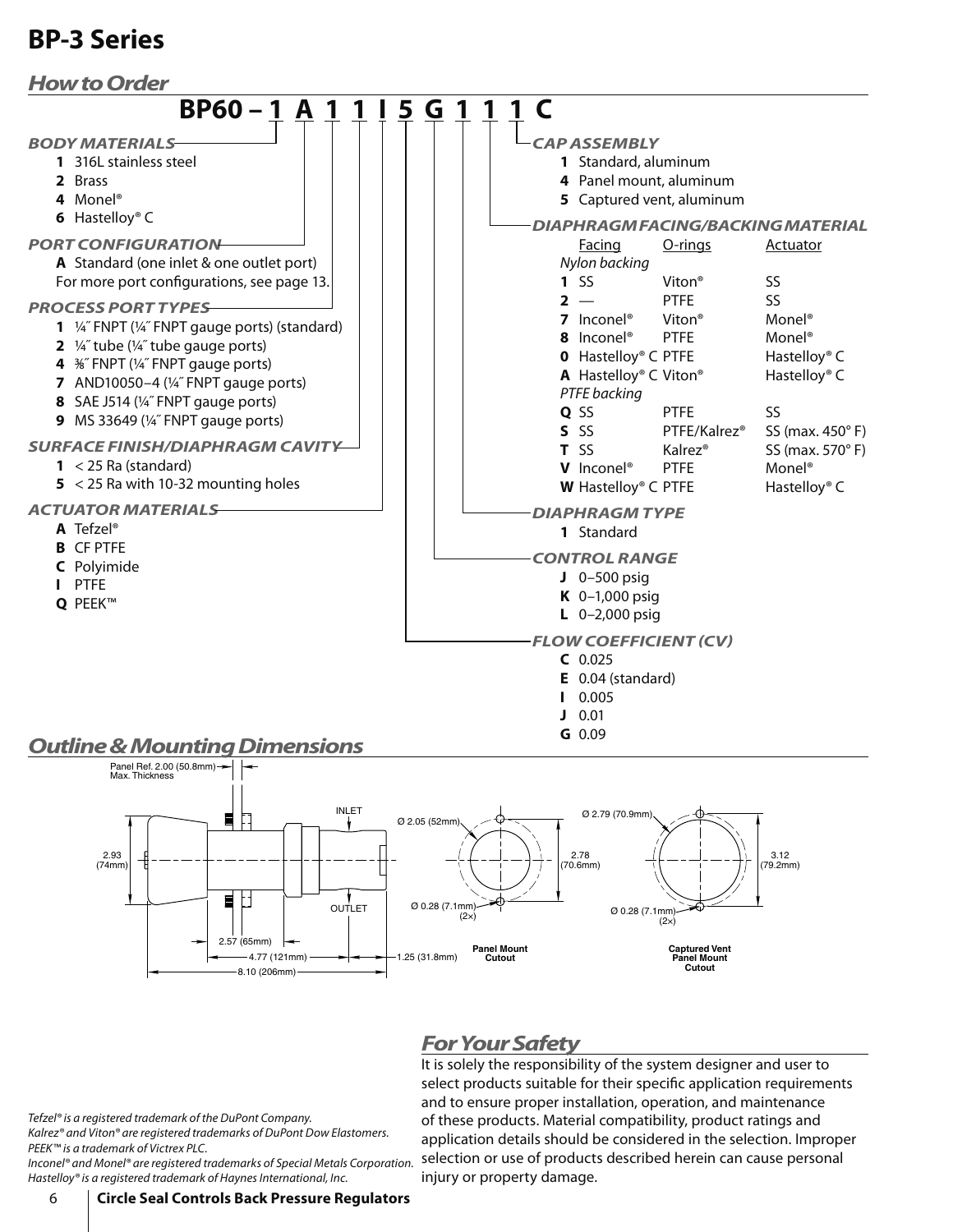# BP-3 Series

## How to Order

**BP60 – 1 A 1 1 I 5 G 1 1 1 C**

### BODY MATERIALS
- **1** 316L stainless steel
- **2** Brass
- **4** Monel®
- **6** Hastelloy® C

### PORT CONFIGURATION
- **A** Standard (one inlet & one outlet port)

For more port configurations, see page 13.

### PROCESS PORT TYPES
- **1** ¼″ FNPT (¼″ FNPT gauge ports) (standard)
- **2** ¼″ tube (¼″ tube gauge ports)
- **4** ⅜″ FNPT (¼″ FNPT gauge ports)
- **7** AND10050–4 (¼″ FNPT gauge ports)
- **8** SAE J514 (¼″ FNPT gauge ports)
- **9** MS 33649 (¼″ FNPT gauge ports)

### SURFACE FINISH/DIAPHRAGM CAVITY
- **1** < 25 Ra (standard)
- **5** < 25 Ra with 10-32 mounting holes

### ACTUATOR MATERIALS
- **A** Tefzel®
- **B** CF PTFE
- **C** Polyimide
- **I** PTFE
- **Q** PEEK™

### CAP ASSEMBLY
- **1** Standard, aluminum
- **4** Panel mount, aluminum
- **5** Captured vent, aluminum

### DIAPHRAGM FACING/BACKING MATERIAL

| | Facing | O-rings | Actuator |
|---|---|---|---|
| *Nylon backing* | | | |
| **1** | SS | Viton® | SS |
| **2** | — | PTFE | SS |
| **7** | Inconel® | Viton® | Monel® |
| **8** | Inconel® | PTFE | Monel® |
| **0** | Hastelloy® C | PTFE | Hastelloy® C |
| **A** | Hastelloy® C | Viton® | Hastelloy® C |
| *PTFE backing* | | | |
| **Q** | SS | PTFE | SS |
| **S** | SS | PTFE/Kalrez® | SS (max. 450° F) |
| **T** | SS | Kalrez® | SS (max. 570° F) |
| **V** | Inconel® | PTFE | Monel® |
| **W** | Hastelloy® C | PTFE | Hastelloy® C |

### DIAPHRAGM TYPE
- **1** Standard

### CONTROL RANGE
- **J** 0–500 psig
- **K** 0–1,000 psig
- **L** 0–2,000 psig

### FLOW COEFFICIENT (CV)
- **C** 0.025
- **E** 0.04 (standard)
- **I** 0.005
- **J** 0.01
- **G** 0.09

## Outline & Mounting Dimensions

Panel Ref. 2.00 (50.8mm) Max. Thickness

INLET

OUTLET

2.93 (74mm)

2.57 (65mm)

4.77 (121mm)

1.25 (31.8mm)

8.10 (206mm)

Ø 2.05 (52mm)

2.78 (70.6mm)

Ø 0.28 (7.1mm) (2×)

**Panel Mount Cutout**

Ø 2.79 (70.9mm)

3.12 (79.2mm)

Ø 0.28 (7.1mm) (2×)

**Captured Vent Panel Mount Cutout**

## For Your Safety

It is solely the responsibility of the system designer and user to select products suitable for their specific application requirements and to ensure proper installation, operation, and maintenance of these products. Material compatibility, product ratings and application details should be considered in the selection. Improper selection or use of products described herein can cause personal injury or property damage.

*Tefzel® is a registered trademark of the DuPont Company.*
*Kalrez® and Viton® are registered trademarks of DuPont Dow Elastomers.*
*PEEK™ is a trademark of Victrex PLC.*
*Inconel® and Monel® are registered trademarks of Special Metals Corporation.*
*Hastelloy® is a registered trademark of Haynes International, Inc.*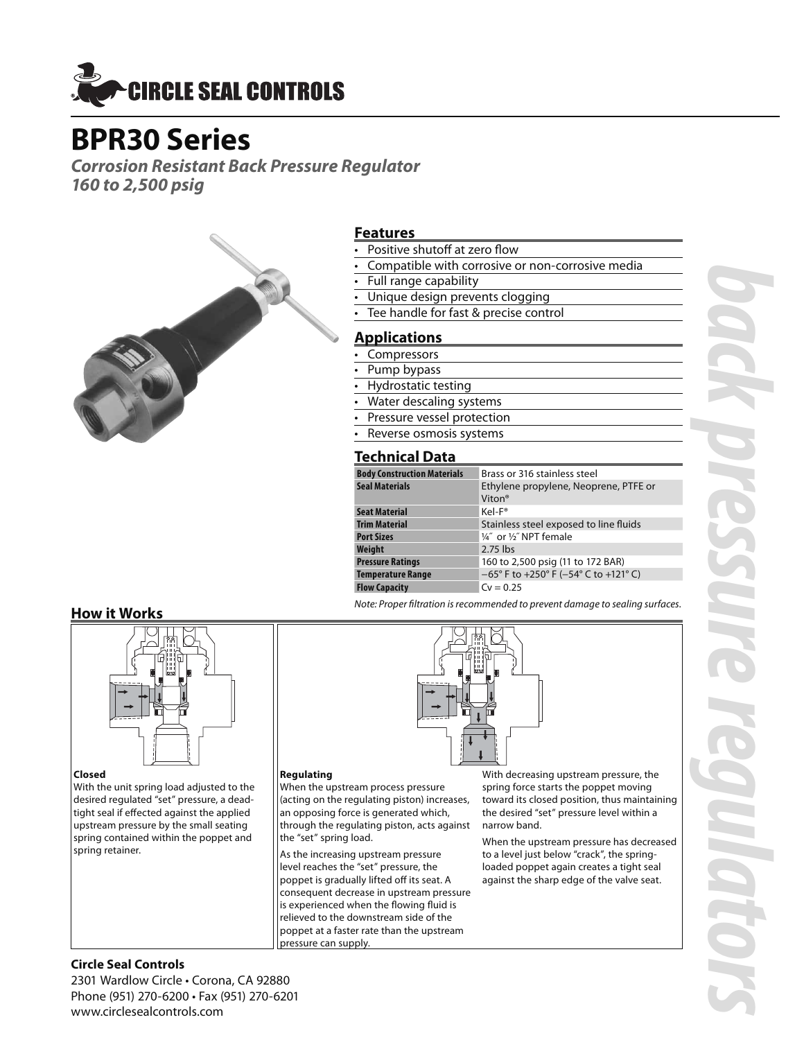CIRCLE SEAL CONTROLS

# BPR30 Series

***Corrosion Resistant Back Pressure Regulator***
***160 to 2,500 psig***

## Features

- Positive shutoff at zero flow
- Compatible with corrosive or non-corrosive media
- Full range capability
- Unique design prevents clogging
- Tee handle for fast & precise control

## Applications

- Compressors
- Pump bypass
- Hydrostatic testing
- Water descaling systems
- Pressure vessel protection
- Reverse osmosis systems

## Technical Data

| | |
|---|---|
| **Body Construction Materials** | Brass or 316 stainless steel |
| **Seal Materials** | Ethylene propylene, Neoprene, PTFE or Viton® |
| **Seat Material** | Kel-F® |
| **Trim Material** | Stainless steel exposed to line fluids |
| **Port Sizes** | ¼″ or ½″ NPT female |
| **Weight** | 2.75 lbs |
| **Pressure Ratings** | 160 to 2,500 psig (11 to 172 BAR) |
| **Temperature Range** | −65° F to +250° F (−54° C to +121° C) |
| **Flow Capacity** | Cv = 0.25 |

*Note: Proper filtration is recommended to prevent damage to sealing surfaces.*

## How it Works

**Closed**

With the unit spring load adjusted to the desired regulated "set" pressure, a dead-tight seal if effected against the applied upstream pressure by the small seating spring contained within the poppet and spring retainer.

**Regulating**

When the upstream process pressure (acting on the regulating piston) increases, an opposing force is generated which, through the regulating piston, acts against the "set" spring load.

As the increasing upstream pressure level reaches the "set" pressure, the poppet is gradually lifted off its seat. A consequent decrease in upstream pressure is experienced when the flowing fluid is relieved to the downstream side of the poppet at a faster rate than the upstream pressure can supply.

With decreasing upstream pressure, the spring force starts the poppet moving toward its closed position, thus maintaining the desired "set" pressure level within a narrow band.

When the upstream pressure has decreased to a level just below "crack", the spring-loaded poppet again creates a tight seal against the sharp edge of the valve seat.

**Circle Seal Controls**
2301 Wardlow Circle • Corona, CA 92880
Phone (951) 270-6200 • Fax (951) 270-6201
www.circlesealcontrols.com

*back pressure regulators*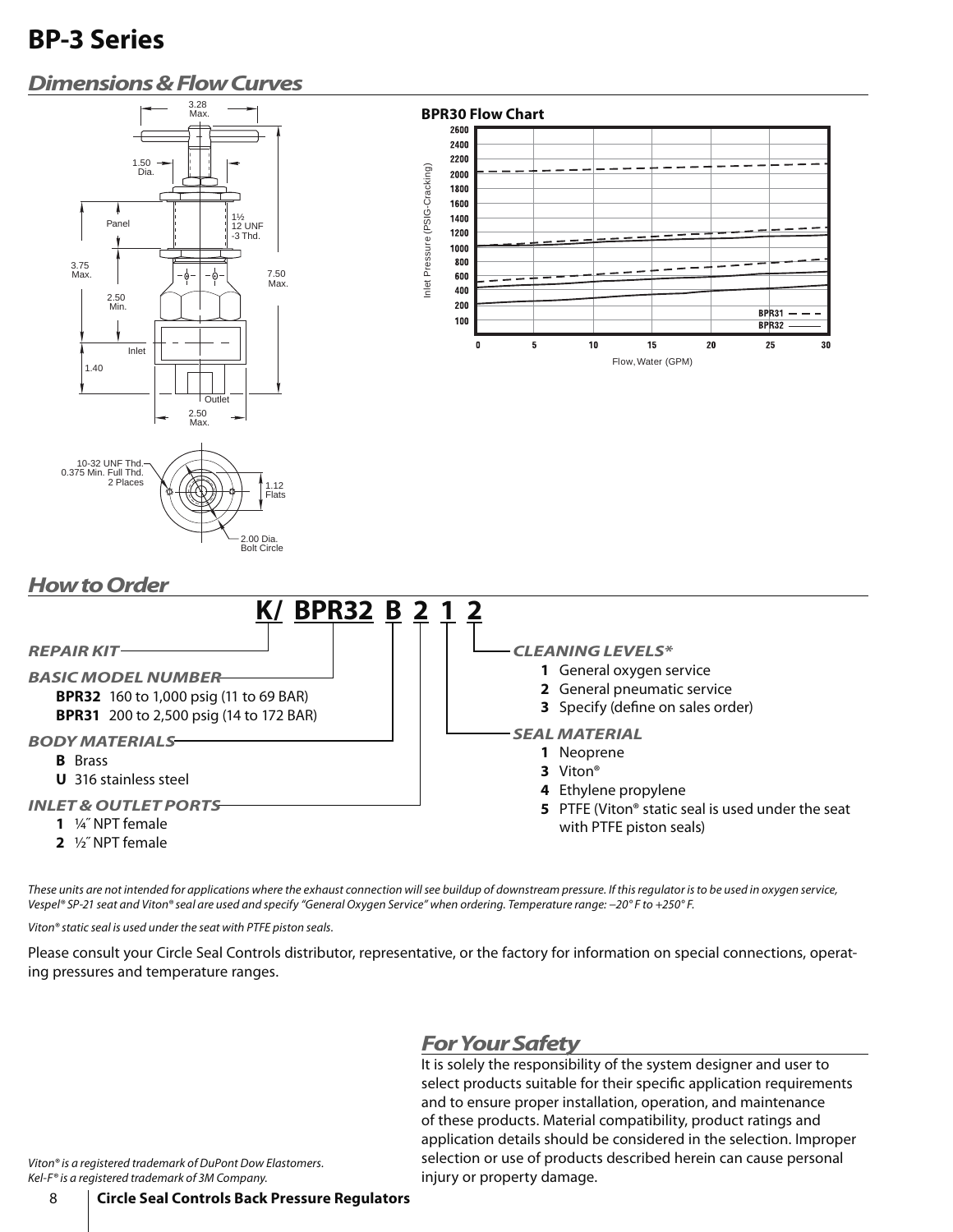# BP-3 Series

## Dimensions & Flow Curves

**BPR30 Flow Chart**

## How to Order

**K/ BPR32 B 2 1 2**

***REPAIR KIT***

***BASIC MODEL NUMBER***

- **BPR32** 160 to 1,000 psig (11 to 69 BAR)
- **BPR31** 200 to 2,500 psig (14 to 172 BAR)

***BODY MATERIALS***

- **B** Brass
- **U** 316 stainless steel

***INLET & OUTLET PORTS***

- **1** ¼″ NPT female
- **2** ½″ NPT female

***CLEANING LEVELS****

- **1** General oxygen service
- **2** General pneumatic service
- **3** Specify (define on sales order)

***SEAL MATERIAL***

- **1** Neoprene
- **3** Viton®
- **4** Ethylene propylene
- **5** PTFE (Viton® static seal is used under the seat with PTFE piston seals)

*These units are not intended for applications where the exhaust connection will see buildup of downstream pressure. If this regulator is to be used in oxygen service, Vespel® SP-21 seat and Viton® seal are used and specify "General Oxygen Service" when ordering. Temperature range: –20° F to +250° F.*

*Viton® static seal is used under the seat with PTFE piston seals.*

Please consult your Circle Seal Controls distributor, representative, or the factory for information on special connections, operating pressures and temperature ranges.

## For Your Safety

It is solely the responsibility of the system designer and user to select products suitable for their specific application requirements and to ensure proper installation, operation, and maintenance of these products. Material compatibility, product ratings and application details should be considered in the selection. Improper selection or use of products described herein can cause personal injury or property damage.

*Viton® is a registered trademark of DuPont Dow Elastomers.*
*Kel-F® is a registered trademark of 3M Company.*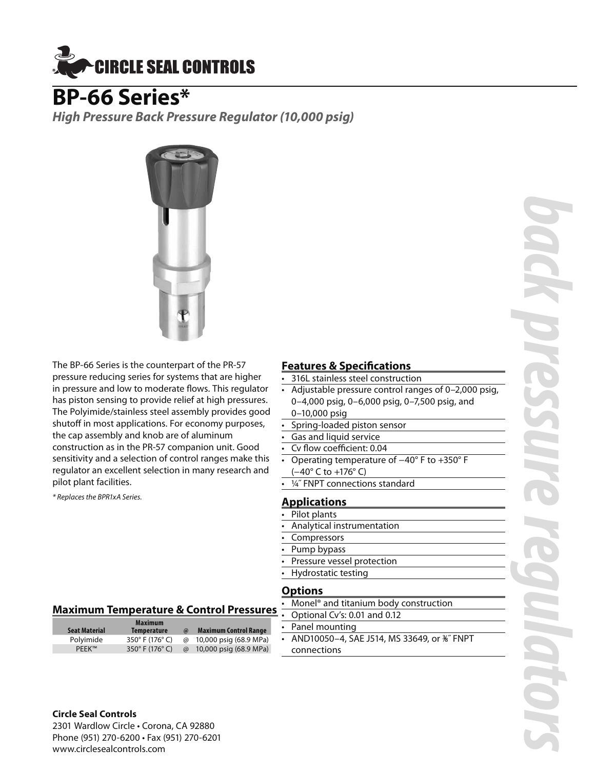CIRCLE SEAL CONTROLS

# BP-66 Series*

***High Pressure Back Pressure Regulator (10,000 psig)***

The BP-66 Series is the counterpart of the PR-57 pressure reducing series for systems that are higher in pressure and low to moderate flows. This regulator has piston sensing to provide relief at high pressures. The Polyimide/stainless steel assembly provides good shutoff in most applications. For economy purposes, the cap assembly and knob are of aluminum construction as in the PR-57 companion unit. Good sensitivity and a selection of control ranges make this regulator an excellent selection in many research and pilot plant facilities.

*\* Replaces the BPR1xA Series.*

## Features & Specifications

- 316L stainless steel construction
- Adjustable pressure control ranges of 0–2,000 psig, 0–4,000 psig, 0–6,000 psig, 0–7,500 psig, and 0–10,000 psig
- Spring-loaded piston sensor
- Gas and liquid service
- Cv flow coefficient: 0.04
- Operating temperature of −40° F to +350° F (−40° C to +176° C)
- ¼″ FNPT connections standard

## Applications

- Pilot plants
- Analytical instrumentation
- Compressors
- Pump bypass
- Pressure vessel protection
- Hydrostatic testing

## Options

- Monel® and titanium body construction
- Optional Cv's: 0.01 and 0.12
- Panel mounting
- AND10050–4, SAE J514, MS 33649, or ⅜″ FNPT connections

## Maximum Temperature & Control Pressures

| Seat Material | Maximum Temperature | @ | Maximum Control Range |
|---|---|---|---|
| Polyimide | 350° F (176° C) | @ | 10,000 psig (68.9 MPa) |
| PEEK™ | 350° F (176° C) | @ | 10,000 psig (68.9 MPa) |

**Circle Seal Controls**
2301 Wardlow Circle • Corona, CA 92880
Phone (951) 270-6200 • Fax (951) 270-6201
www.circlesealcontrols.com

*back pressure regulators*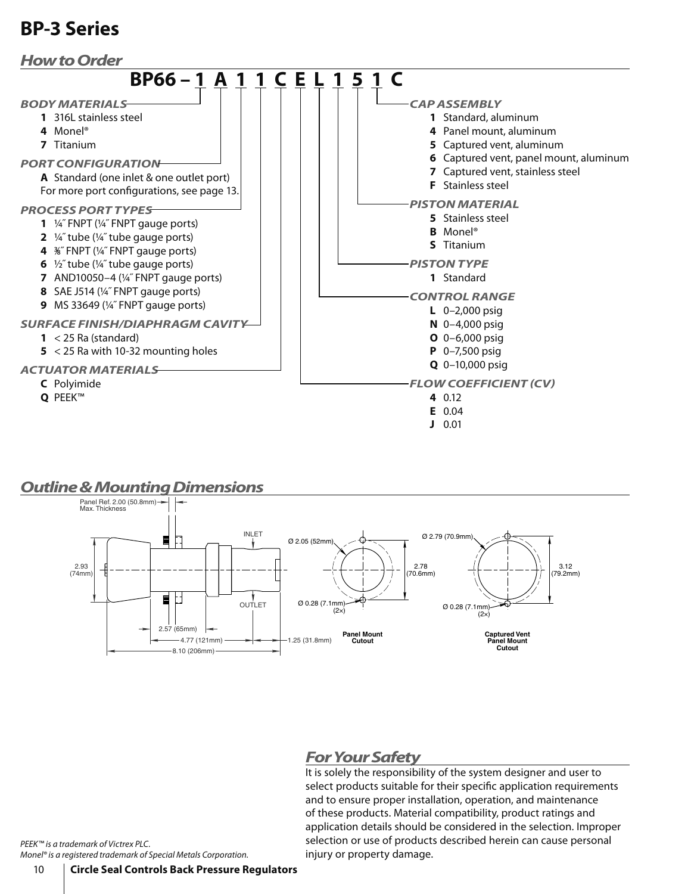# BP-3 Series

## How to Order

**BP66 – 1 A 1 1 C E L 1 5 1 C**

### BODY MATERIALS
- **1** 316L stainless steel
- **4** Monel®
- **7** Titanium

### PORT CONFIGURATION
- **A** Standard (one inlet & one outlet port)

For more port configurations, see page 13.

### PROCESS PORT TYPES
- **1** ¼″ FNPT (¼″ FNPT gauge ports)
- **2** ¼″ tube (¼″ tube gauge ports)
- **4** ⅜″ FNPT (¼″ FNPT gauge ports)
- **6** ½″ tube (¼″ tube gauge ports)
- **7** AND10050–4 (¼″ FNPT gauge ports)
- **8** SAE J514 (¼″ FNPT gauge ports)
- **9** MS 33649 (¼″ FNPT gauge ports)

### SURFACE FINISH/DIAPHRAGM CAVITY
- **1** < 25 Ra (standard)
- **5** < 25 Ra with 10-32 mounting holes

### ACTUATOR MATERIALS
- **C** Polyimide
- **Q** PEEK™

### CAP ASSEMBLY
- **1** Standard, aluminum
- **4** Panel mount, aluminum
- **5** Captured vent, aluminum
- **6** Captured vent, panel mount, aluminum
- **7** Captured vent, stainless steel
- **F** Stainless steel

### PISTON MATERIAL
- **5** Stainless steel
- **B** Monel®
- **S** Titanium

### PISTON TYPE
- **1** Standard

### CONTROL RANGE
- **L** 0–2,000 psig
- **N** 0–4,000 psig
- **O** 0–6,000 psig
- **P** 0–7,500 psig
- **Q** 0–10,000 psig

### FLOW COEFFICIENT (CV)
- **4** 0.12
- **E** 0.04
- **J** 0.01

## Outline & Mounting Dimensions

Panel Ref. 2.00 (50.8mm) Max. Thickness

INLET

OUTLET

2.93 (74mm)

2.57 (65mm)

4.77 (121mm)

1.25 (31.8mm)

8.10 (206mm)

Ø 2.05 (52mm)

2.78 (70.6mm)

Ø 0.28 (7.1mm) (2×)

**Panel Mount Cutout**

Ø 2.79 (70.9mm)

3.12 (79.2mm)

Ø 0.28 (7.1mm) (2×)

**Captured Vent Panel Mount Cutout**

## For Your Safety

It is solely the responsibility of the system designer and user to select products suitable for their specific application requirements and to ensure proper installation, operation, and maintenance of these products. Material compatibility, product ratings and application details should be considered in the selection. Improper selection or use of products described herein can cause personal injury or property damage.

*PEEK™ is a trademark of Victrex PLC.*
*Monel® is a registered trademark of Special Metals Corporation.*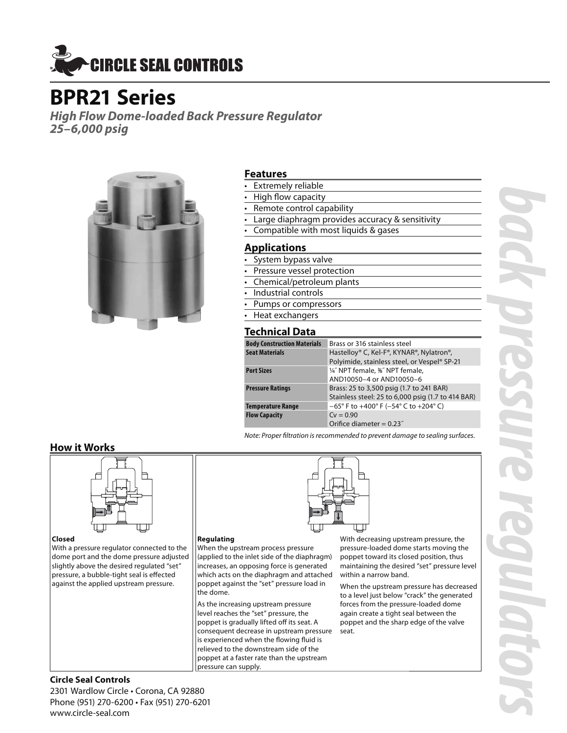# CIRCLE SEAL CONTROLS

# BPR21 Series

***High Flow Dome-loaded Back Pressure Regulator***
***25–6,000 psig***

## Features

- Extremely reliable
- High flow capacity
- Remote control capability
- Large diaphragm provides accuracy & sensitivity
- Compatible with most liquids & gases

## Applications

- System bypass valve
- Pressure vessel protection
- Chemical/petroleum plants
- Industrial controls
- Pumps or compressors
- Heat exchangers

## Technical Data

| | |
|---|---|
| **Body Construction Materials** | Brass or 316 stainless steel |
| **Seat Materials** | Hastelloy® C, Kel-F®, KYNAR®, Nylatron®, Polyimide, stainless steel, or Vespel® SP-21 |
| **Port Sizes** | ¼″ NPT female, ⅜″ NPT female, AND10050–4 or AND10050–6 |
| **Pressure Ratings** | Brass: 25 to 3,500 psig (1.7 to 241 BAR) Stainless steel: 25 to 6,000 psig (1.7 to 414 BAR) |
| **Temperature Range** | −65° F to +400° F (−54° C to +204° C) |
| **Flow Capacity** | Cv = 0.90 Orifice diameter = 0.23″ |

*Note: Proper filtration is recommended to prevent damage to sealing surfaces.*

## How it Works

**Closed**

With a pressure regulator connected to the dome port and the dome pressure adjusted slightly above the desired regulated "set" pressure, a bubble-tight seal is effected against the applied upstream pressure.

**Regulating**

When the upstream process pressure (applied to the inlet side of the diaphragm) increases, an opposing force is generated which acts on the diaphragm and attached poppet against the "set" pressure load in the dome.

As the increasing upstream pressure level reaches the "set" pressure, the poppet is gradually lifted off its seat. A consequent decrease in upstream pressure is experienced when the flowing fluid is relieved to the downstream side of the poppet at a faster rate than the upstream pressure can supply.

With decreasing upstream pressure, the pressure-loaded dome starts moving the poppet toward its closed position, thus maintaining the desired "set" pressure level within a narrow band.

When the upstream pressure has decreased to a level just below "crack" the generated forces from the pressure-loaded dome again create a tight seal between the poppet and the sharp edge of the valve seat.

**Circle Seal Controls**
2301 Wardlow Circle • Corona, CA 92880
Phone (951) 270-6200 • Fax (951) 270-6201
www.circle-seal.com

*back pressure regulators*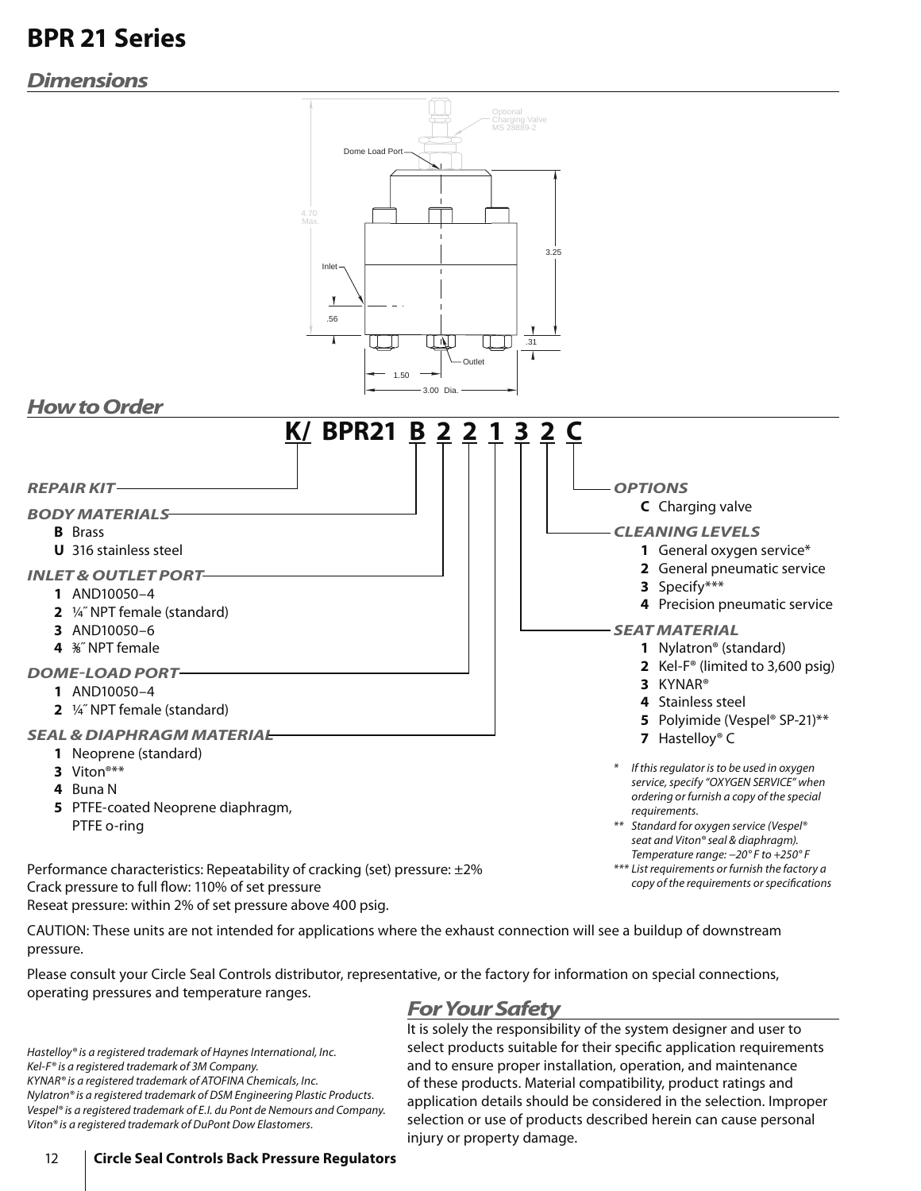# BPR 21 Series

## Dimensions

Optional Charging Valve MS 28889-2

Dome Load Port

4.70 Max.

3.25

Inlet

.56

.31

Outlet

1.50

3.00 Dia.

## How to Order

**K/ BPR21 B 2 2 1 3 2 C**

### REPAIR KIT

### BODY MATERIALS

- **B** Brass
- **U** 316 stainless steel

### INLET & OUTLET PORT

- **1** AND10050–4
- **2** ¼˝ NPT female (standard)
- **3** AND10050–6
- **4** ⅜˝ NPT female

### DOME-LOAD PORT

- **1** AND10050–4
- **2** ¼˝ NPT female (standard)

### SEAL & DIAPHRAGM MATERIAL

- **1** Neoprene (standard)
- **3** Viton®**
- **4** Buna N
- **5** PTFE-coated Neoprene diaphragm, PTFE o-ring

### OPTIONS

- **C** Charging valve

### CLEANING LEVELS

- **1** General oxygen service*
- **2** General pneumatic service
- **3** Specify***
- **4** Precision pneumatic service

### SEAT MATERIAL

- **1** Nylatron® (standard)
- **2** Kel-F® (limited to 3,600 psig)
- **3** KYNAR®
- **4** Stainless steel
- **5** Polyimide (Vespel® SP-21)**
- **7** Hastelloy® C

*\* If this regulator is to be used in oxygen service, specify "OXYGEN SERVICE" when ordering or furnish a copy of the special requirements.*

*\*\* Standard for oxygen service (Vespel® seat and Viton® seal & diaphragm). Temperature range: –20° F to +250° F*

*\*\*\* List requirements or furnish the factory a copy of the requirements or specifications*

Performance characteristics: Repeatability of cracking (set) pressure: ±2%
Crack pressure to full flow: 110% of set pressure
Reseat pressure: within 2% of set pressure above 400 psig.

CAUTION: These units are not intended for applications where the exhaust connection will see a buildup of downstream pressure.

Please consult your Circle Seal Controls distributor, representative, or the factory for information on special connections, operating pressures and temperature ranges.

*Hastelloy® is a registered trademark of Haynes International, Inc.*
*Kel-F® is a registered trademark of 3M Company.*
*KYNAR® is a registered trademark of ATOFINA Chemicals, Inc.*
*Nylatron® is a registered trademark of DSM Engineering Plastic Products.*
*Vespel® is a registered trademark of E.I. du Pont de Nemours and Company.*
*Viton® is a registered trademark of DuPont Dow Elastomers.*

## For Your Safety

It is solely the responsibility of the system designer and user to select products suitable for their specific application requirements and to ensure proper installation, operation, and maintenance of these products. Material compatibility, product ratings and application details should be considered in the selection. Improper selection or use of products described herein can cause personal injury or property damage.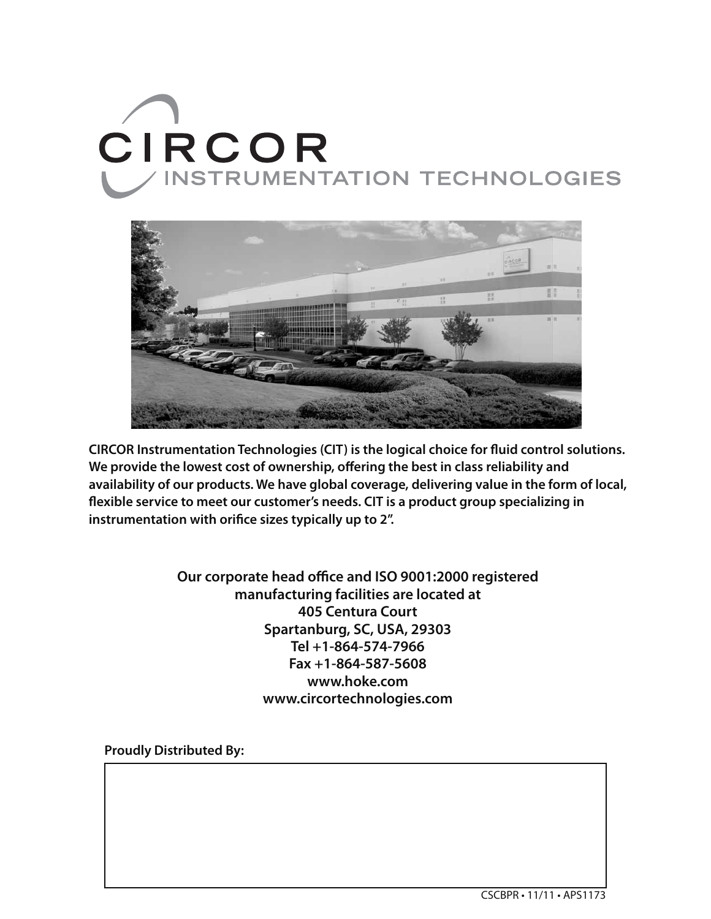# CIRCOR
INSTRUMENTATION TECHNOLOGIES

**CIRCOR Instrumentation Technologies (CIT) is the logical choice for fluid control solutions. We provide the lowest cost of ownership, offering the best in class reliability and availability of our products. We have global coverage, delivering value in the form of local, flexible service to meet our customer's needs. CIT is a product group specializing in instrumentation with orifice sizes typically up to 2".**

**Our corporate head office and ISO 9001:2000 registered manufacturing facilities are located at**
**405 Centura Court**
**Spartanburg, SC, USA, 29303**
**Tel +1-864-574-7966**
**Fax +1-864-587-5608**
**www.hoke.com**
**www.circortechnologies.com**

**Proudly Distributed By:**

CSCBPR • 11/11 • APS1173